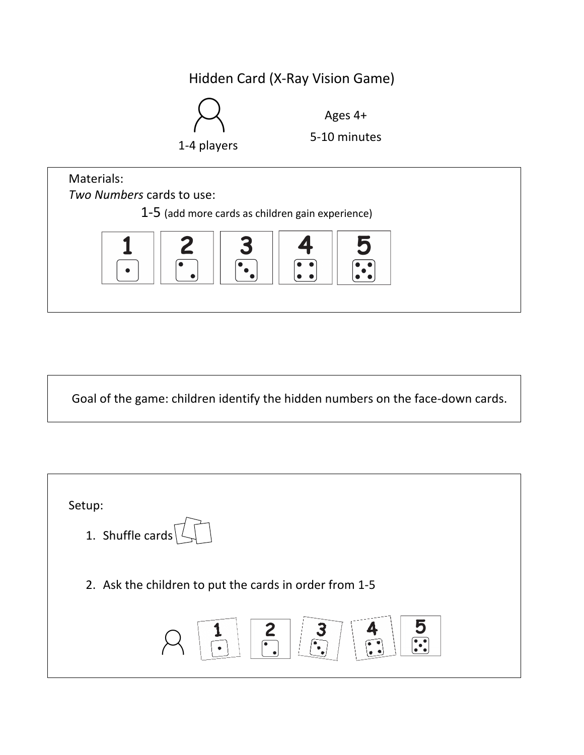# Hidden Card (X-Ray Vision Game)

1-4 players

Ages 4+

5-10 minutes

Materials:

*Two Numbers* cards to use:

1-5 (add more cards as children gain experience)

1 2 3 4 5

Goal of the game: children identify the hidden numbers on the face-down cards.

Setup:

1. Shuffle cards
2. Ask the children to put the cards in order from 1-5

1 2 3 4 5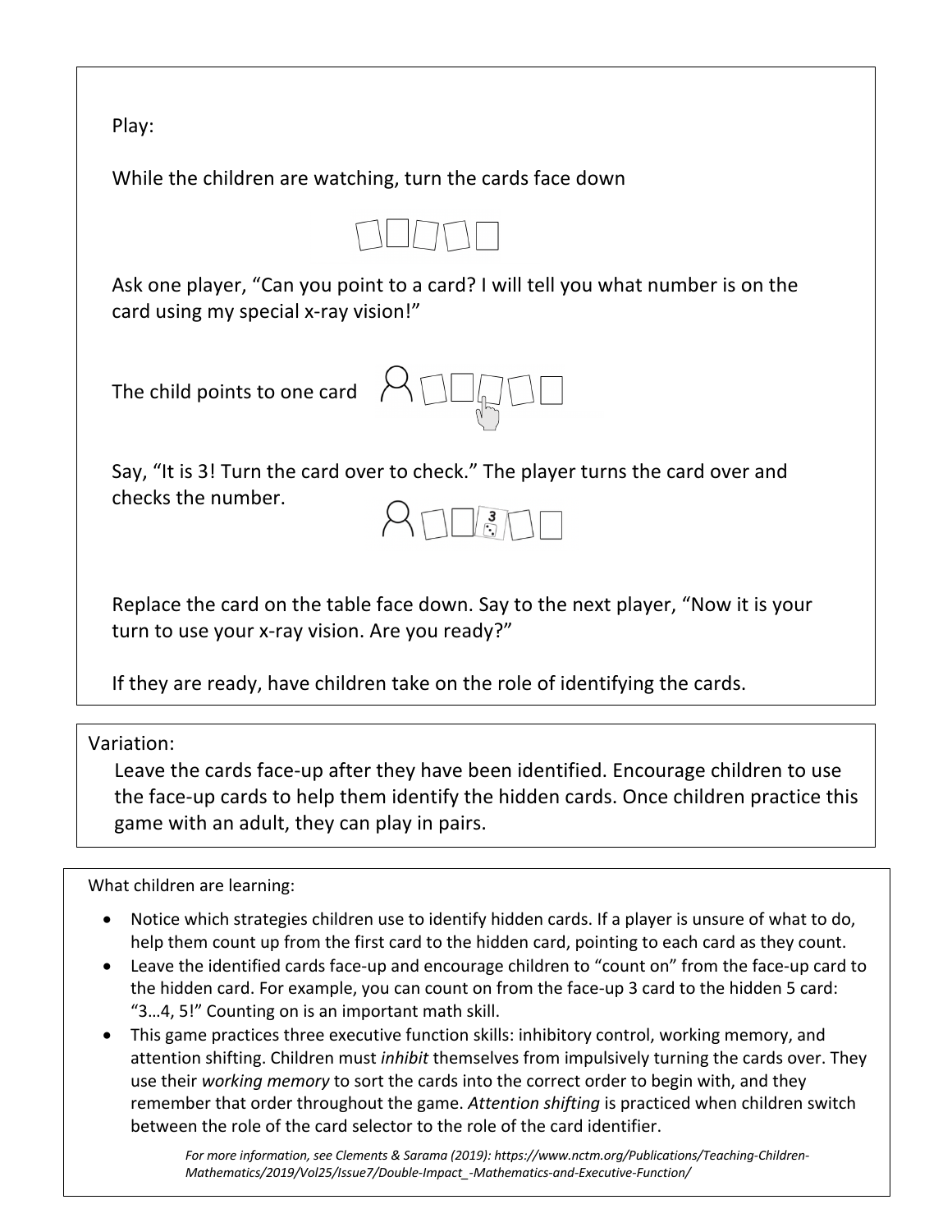Play:

While the children are watching, turn the cards face down

Ask one player, "Can you point to a card? I will tell you what number is on the card using my special x-ray vision!"

The child points to one card

Say, "It is 3! Turn the card over to check." The player turns the card over and checks the number.

Replace the card on the table face down. Say to the next player, "Now it is your turn to use your x-ray vision. Are you ready?"

If they are ready, have children take on the role of identifying the cards.

Variation:

Leave the cards face-up after they have been identified. Encourage children to use the face-up cards to help them identify the hidden cards. Once children practice this game with an adult, they can play in pairs.

What children are learning:

- Notice which strategies children use to identify hidden cards. If a player is unsure of what to do, help them count up from the first card to the hidden card, pointing to each card as they count.
- Leave the identified cards face-up and encourage children to "count on" from the face-up card to the hidden card. For example, you can count on from the face-up 3 card to the hidden 5 card: "3…4, 5!" Counting on is an important math skill.
- This game practices three executive function skills: inhibitory control, working memory, and attention shifting. Children must *inhibit* themselves from impulsively turning the cards over. They use their *working memory* to sort the cards into the correct order to begin with, and they remember that order throughout the game. *Attention shifting* is practiced when children switch between the role of the card selector to the role of the card identifier.

*For more information, see Clements & Sarama (2019): https://www.nctm.org/Publications/Teaching-Children-Mathematics/2019/Vol25/Issue7/Double-Impact_-Mathematics-and-Executive-Function/*